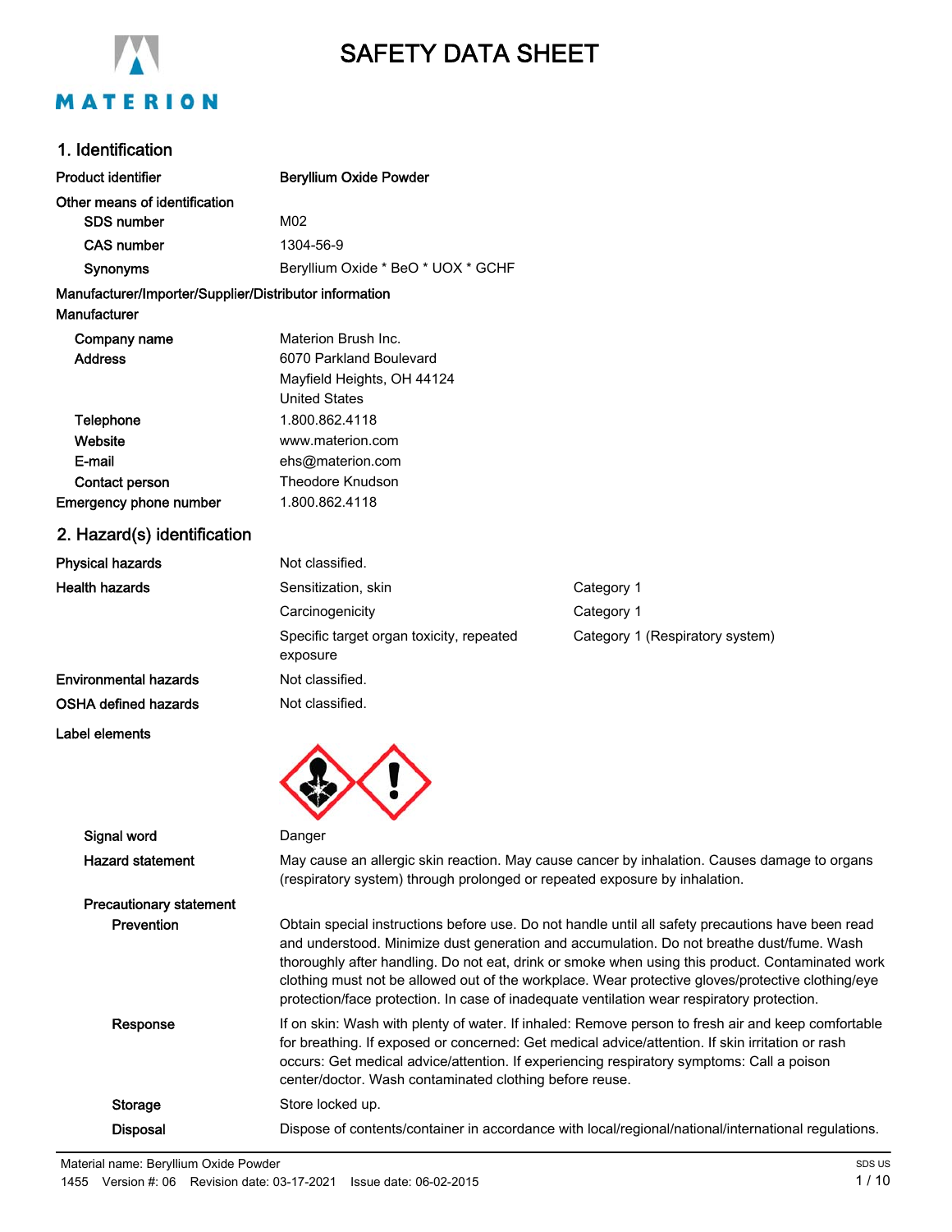# SAFETY DATA SHEET

## 1. Identification

| | |
|---|---|
| **Product identifier** | **Beryllium Oxide Powder** |
| **Other means of identification** | |
| SDS number | M02 |
| CAS number | 1304-56-9 |
| Synonyms | Beryllium Oxide * BeO * UOX * GCHF |

**Manufacturer/Importer/Supplier/Distributor information**

**Manufacturer**

| | |
|---|---|
| Company name | Materion Brush Inc. |
| Address | 6070 Parkland Boulevard<br>Mayfield Heights, OH 44124<br>United States |
| Telephone | 1.800.862.4118 |
| Website | www.materion.com |
| E-mail | ehs@materion.com |
| Contact person | Theodore Knudson |
| Emergency phone number | 1.800.862.4118 |

## 2. Hazard(s) identification

| | | |
|---|---|---|
| **Physical hazards** | Not classified. | |
| **Health hazards** | Sensitization, skin | Category 1 |
| | Carcinogenicity | Category 1 |
| | Specific target organ toxicity, repeated exposure | Category 1 (Respiratory system) |
| **Environmental hazards** | Not classified. | |
| **OSHA defined hazards** | Not classified. | |

**Label elements**

**Signal word** Danger

**Hazard statement** May cause an allergic skin reaction. May cause cancer by inhalation. Causes damage to organs (respiratory system) through prolonged or repeated exposure by inhalation.

**Precautionary statement**

**Prevention** Obtain special instructions before use. Do not handle until all safety precautions have been read and understood. Minimize dust generation and accumulation. Do not breathe dust/fume. Wash thoroughly after handling. Do not eat, drink or smoke when using this product. Contaminated work clothing must not be allowed out of the workplace. Wear protective gloves/protective clothing/eye protection/face protection. In case of inadequate ventilation wear respiratory protection.

**Response** If on skin: Wash with plenty of water. If inhaled: Remove person to fresh air and keep comfortable for breathing. If exposed or concerned: Get medical advice/attention. If skin irritation or rash occurs: Get medical advice/attention. If experiencing respiratory symptoms: Call a poison center/doctor. Wash contaminated clothing before reuse.

**Storage** Store locked up.

**Disposal** Dispose of contents/container in accordance with local/regional/national/international regulations.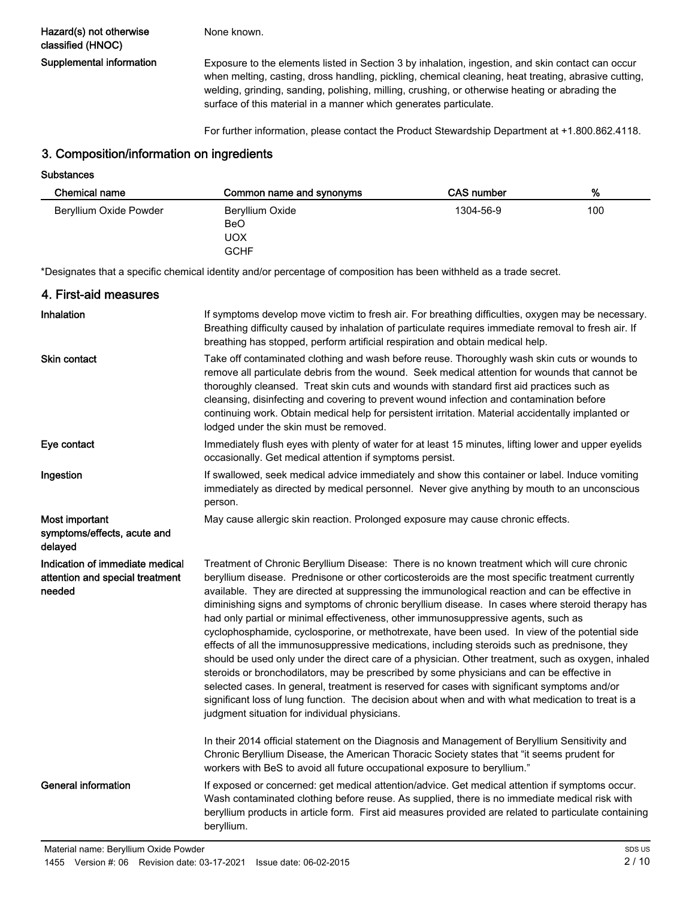**Hazard(s) not otherwise classified (HNOC)**
None known.

**Supplemental information**
Exposure to the elements listed in Section 3 by inhalation, ingestion, and skin contact can occur when melting, casting, dross handling, pickling, chemical cleaning, heat treating, abrasive cutting, welding, grinding, sanding, polishing, milling, crushing, or otherwise heating or abrading the surface of this material in a manner which generates particulate.

For further information, please contact the Product Stewardship Department at +1.800.862.4118.

## 3. Composition/information on ingredients

**Substances**

| Chemical name | Common name and synonyms | CAS number | % |
|---|---|---|---|
| Beryllium Oxide Powder | Beryllium Oxide<br>BeO<br>UOX<br>GCHF | 1304-56-9 | 100 |

*Designates that a specific chemical identity and/or percentage of composition has been withheld as a trade secret.

## 4. First-aid measures

**Inhalation**
If symptoms develop move victim to fresh air. For breathing difficulties, oxygen may be necessary. Breathing difficulty caused by inhalation of particulate requires immediate removal to fresh air. If breathing has stopped, perform artificial respiration and obtain medical help.

**Skin contact**
Take off contaminated clothing and wash before reuse. Thoroughly wash skin cuts or wounds to remove all particulate debris from the wound. Seek medical attention for wounds that cannot be thoroughly cleansed. Treat skin cuts and wounds with standard first aid practices such as cleansing, disinfecting and covering to prevent wound infection and contamination before continuing work. Obtain medical help for persistent irritation. Material accidentally implanted or lodged under the skin must be removed.

**Eye contact**
Immediately flush eyes with plenty of water for at least 15 minutes, lifting lower and upper eyelids occasionally. Get medical attention if symptoms persist.

**Ingestion**
If swallowed, seek medical advice immediately and show this container or label. Induce vomiting immediately as directed by medical personnel. Never give anything by mouth to an unconscious person.

**Most important symptoms/effects, acute and delayed**
May cause allergic skin reaction. Prolonged exposure may cause chronic effects.

**Indication of immediate medical attention and special treatment needed**
Treatment of Chronic Beryllium Disease: There is no known treatment which will cure chronic beryllium disease. Prednisone or other corticosteroids are the most specific treatment currently available. They are directed at suppressing the immunological reaction and can be effective in diminishing signs and symptoms of chronic beryllium disease. In cases where steroid therapy has had only partial or minimal effectiveness, other immunosuppressive agents, such as cyclophosphamide, cyclosporine, or methotrexate, have been used. In view of the potential side effects of all the immunosuppressive medications, including steroids such as prednisone, they should be used only under the direct care of a physician. Other treatment, such as oxygen, inhaled steroids or bronchodilators, may be prescribed by some physicians and can be effective in selected cases. In general, treatment is reserved for cases with significant symptoms and/or significant loss of lung function. The decision about when and with what medication to treat is a judgment situation for individual physicians.

In their 2014 official statement on the Diagnosis and Management of Beryllium Sensitivity and Chronic Beryllium Disease, the American Thoracic Society states that "it seems prudent for workers with BeS to avoid all future occupational exposure to beryllium."

**General information**
If exposed or concerned: get medical attention/advice. Get medical attention if symptoms occur. Wash contaminated clothing before reuse. As supplied, there is no immediate medical risk with beryllium products in article form. First aid measures provided are related to particulate containing beryllium.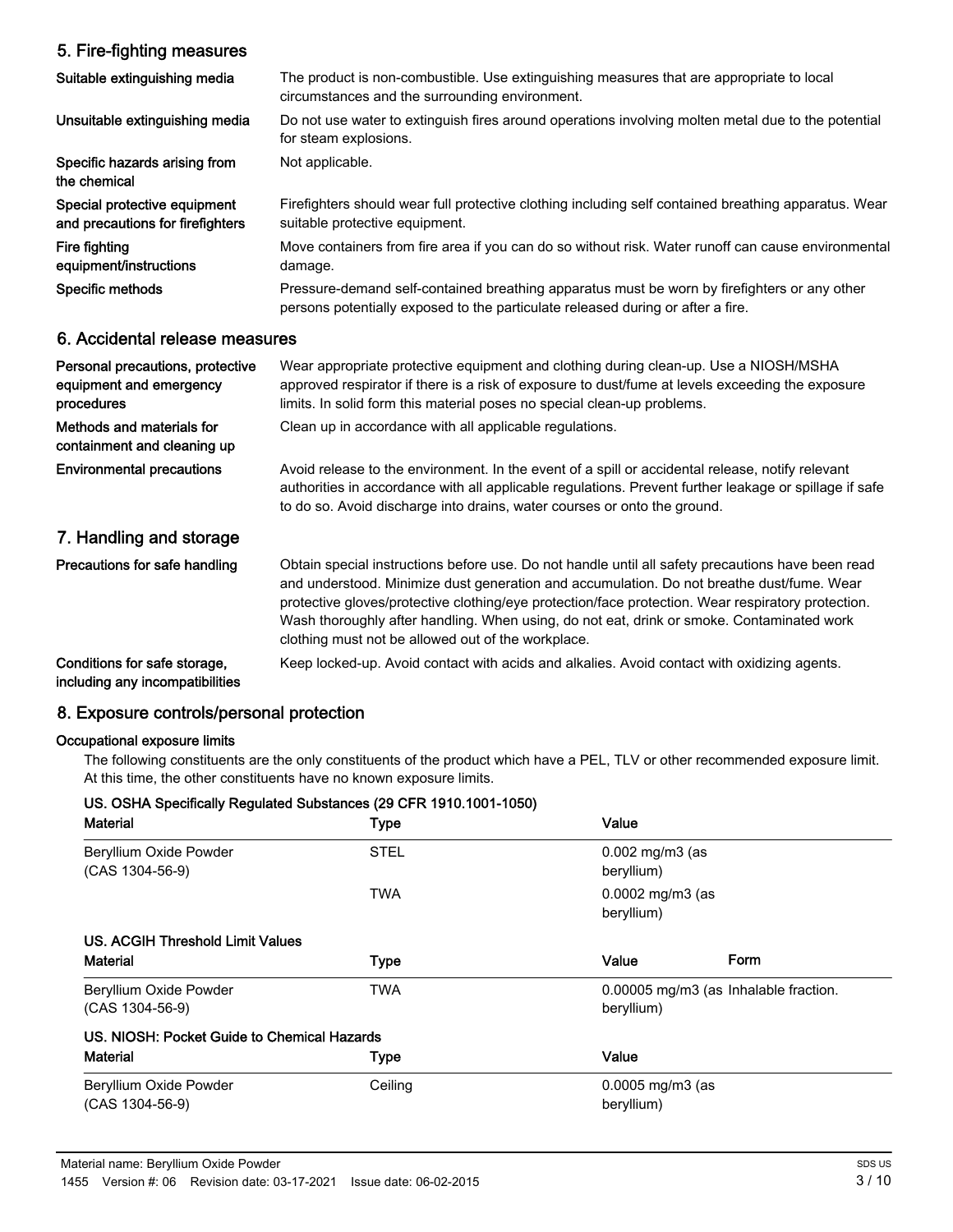## 5. Fire-fighting measures

| | |
|---|---|
| **Suitable extinguishing media** | The product is non-combustible. Use extinguishing measures that are appropriate to local circumstances and the surrounding environment. |
| **Unsuitable extinguishing media** | Do not use water to extinguish fires around operations involving molten metal due to the potential for steam explosions. |
| **Specific hazards arising from the chemical** | Not applicable. |
| **Special protective equipment and precautions for firefighters** | Firefighters should wear full protective clothing including self contained breathing apparatus. Wear suitable protective equipment. |
| **Fire fighting equipment/instructions** | Move containers from fire area if you can do so without risk. Water runoff can cause environmental damage. |
| **Specific methods** | Pressure-demand self-contained breathing apparatus must be worn by firefighters or any other persons potentially exposed to the particulate released during or after a fire. |

## 6. Accidental release measures

| | |
|---|---|
| **Personal precautions, protective equipment and emergency procedures** | Wear appropriate protective equipment and clothing during clean-up. Use a NIOSH/MSHA approved respirator if there is a risk of exposure to dust/fume at levels exceeding the exposure limits. In solid form this material poses no special clean-up problems. |
| **Methods and materials for containment and cleaning up** | Clean up in accordance with all applicable regulations. |
| **Environmental precautions** | Avoid release to the environment. In the event of a spill or accidental release, notify relevant authorities in accordance with all applicable regulations. Prevent further leakage or spillage if safe to do so. Avoid discharge into drains, water courses or onto the ground. |

## 7. Handling and storage

| | |
|---|---|
| **Precautions for safe handling** | Obtain special instructions before use. Do not handle until all safety precautions have been read and understood. Minimize dust generation and accumulation. Do not breathe dust/fume. Wear protective gloves/protective clothing/eye protection/face protection. Wear respiratory protection. Wash thoroughly after handling. When using, do not eat, drink or smoke. Contaminated work clothing must not be allowed out of the workplace. |
| **Conditions for safe storage, including any incompatibilities** | Keep locked-up. Avoid contact with acids and alkalies. Avoid contact with oxidizing agents. |

## 8. Exposure controls/personal protection

### Occupational exposure limits

The following constituents are the only constituents of the product which have a PEL, TLV or other recommended exposure limit. At this time, the other constituents have no known exposure limits.

**US. OSHA Specifically Regulated Substances (29 CFR 1910.1001-1050)**

| Material | Type | Value |
|---|---|---|
| Beryllium Oxide Powder (CAS 1304-56-9) | STEL | 0.002 mg/m3 (as beryllium) |
| | TWA | 0.0002 mg/m3 (as beryllium) |

**US. ACGIH Threshold Limit Values**

| Material | Type | Value | Form |
|---|---|---|---|
| Beryllium Oxide Powder (CAS 1304-56-9) | TWA | 0.00005 mg/m3 (as beryllium) | Inhalable fraction. |

**US. NIOSH: Pocket Guide to Chemical Hazards**

| Material | Type | Value |
|---|---|---|
| Beryllium Oxide Powder (CAS 1304-56-9) | Ceiling | 0.0005 mg/m3 (as beryllium) |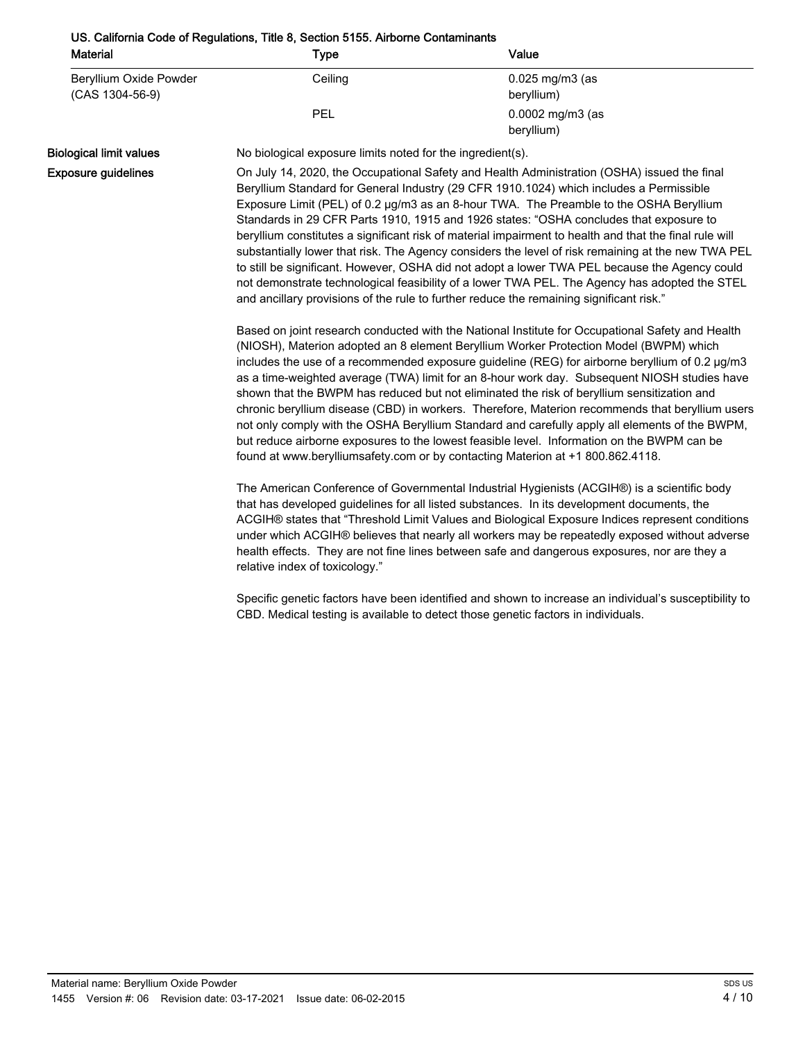**US. California Code of Regulations, Title 8, Section 5155. Airborne Contaminants**

| Material | Type | Value |
|---|---|---|
| Beryllium Oxide Powder (CAS 1304-56-9) | Ceiling | 0.025 mg/m3 (as beryllium) |
| | PEL | 0.0002 mg/m3 (as beryllium) |

**Biological limit values**

No biological exposure limits noted for the ingredient(s).

**Exposure guidelines**

On July 14, 2020, the Occupational Safety and Health Administration (OSHA) issued the final Beryllium Standard for General Industry (29 CFR 1910.1024) which includes a Permissible Exposure Limit (PEL) of 0.2 µg/m3 as an 8-hour TWA. The Preamble to the OSHA Beryllium Standards in 29 CFR Parts 1910, 1915 and 1926 states: "OSHA concludes that exposure to beryllium constitutes a significant risk of material impairment to health and that the final rule will substantially lower that risk. The Agency considers the level of risk remaining at the new TWA PEL to still be significant. However, OSHA did not adopt a lower TWA PEL because the Agency could not demonstrate technological feasibility of a lower TWA PEL. The Agency has adopted the STEL and ancillary provisions of the rule to further reduce the remaining significant risk."

Based on joint research conducted with the National Institute for Occupational Safety and Health (NIOSH), Materion adopted an 8 element Beryllium Worker Protection Model (BWPM) which includes the use of a recommended exposure guideline (REG) for airborne beryllium of 0.2 µg/m3 as a time-weighted average (TWA) limit for an 8-hour work day. Subsequent NIOSH studies have shown that the BWPM has reduced but not eliminated the risk of beryllium sensitization and chronic beryllium disease (CBD) in workers. Therefore, Materion recommends that beryllium users not only comply with the OSHA Beryllium Standard and carefully apply all elements of the BWPM, but reduce airborne exposures to the lowest feasible level. Information on the BWPM can be found at www.berylliumsafety.com or by contacting Materion at +1 800.862.4118.

The American Conference of Governmental Industrial Hygienists (ACGIH®) is a scientific body that has developed guidelines for all listed substances. In its development documents, the ACGIH® states that "Threshold Limit Values and Biological Exposure Indices represent conditions under which ACGIH® believes that nearly all workers may be repeatedly exposed without adverse health effects. They are not fine lines between safe and dangerous exposures, nor are they a relative index of toxicology."

Specific genetic factors have been identified and shown to increase an individual's susceptibility to CBD. Medical testing is available to detect those genetic factors in individuals.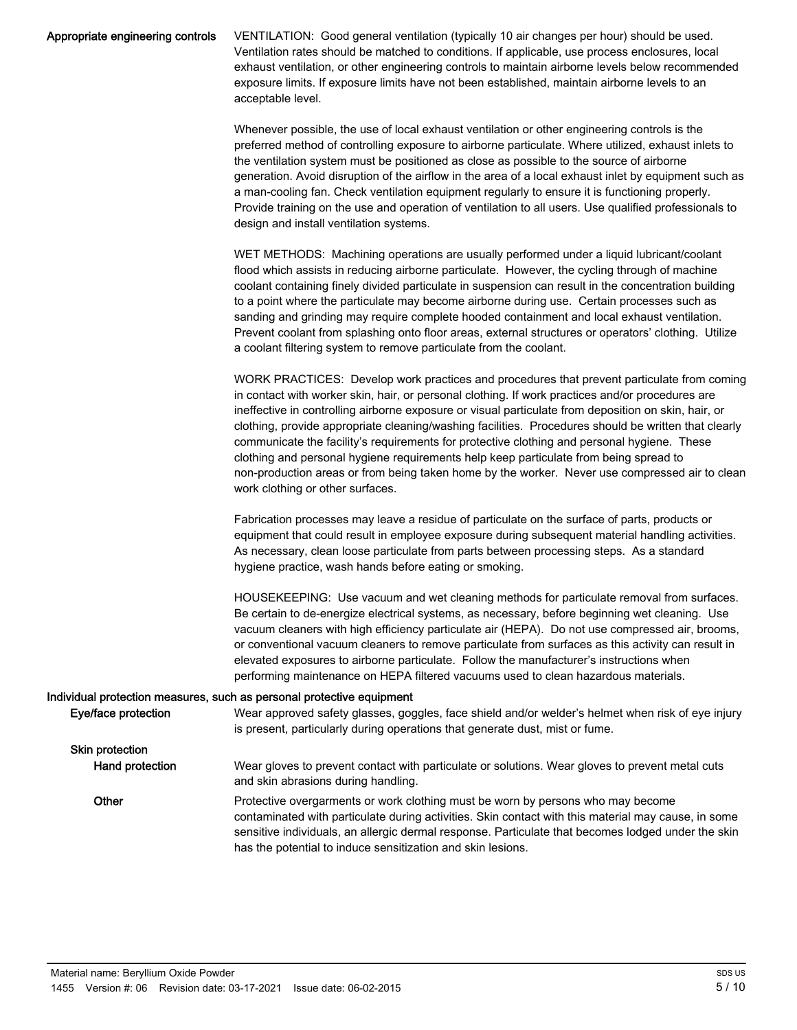**Appropriate engineering controls**

VENTILATION: Good general ventilation (typically 10 air changes per hour) should be used. Ventilation rates should be matched to conditions. If applicable, use process enclosures, local exhaust ventilation, or other engineering controls to maintain airborne levels below recommended exposure limits. If exposure limits have not been established, maintain airborne levels to an acceptable level.

Whenever possible, the use of local exhaust ventilation or other engineering controls is the preferred method of controlling exposure to airborne particulate. Where utilized, exhaust inlets to the ventilation system must be positioned as close as possible to the source of airborne generation. Avoid disruption of the airflow in the area of a local exhaust inlet by equipment such as a man-cooling fan. Check ventilation equipment regularly to ensure it is functioning properly. Provide training on the use and operation of ventilation to all users. Use qualified professionals to design and install ventilation systems.

WET METHODS: Machining operations are usually performed under a liquid lubricant/coolant flood which assists in reducing airborne particulate. However, the cycling through of machine coolant containing finely divided particulate in suspension can result in the concentration building to a point where the particulate may become airborne during use. Certain processes such as sanding and grinding may require complete hooded containment and local exhaust ventilation. Prevent coolant from splashing onto floor areas, external structures or operators' clothing. Utilize a coolant filtering system to remove particulate from the coolant.

WORK PRACTICES: Develop work practices and procedures that prevent particulate from coming in contact with worker skin, hair, or personal clothing. If work practices and/or procedures are ineffective in controlling airborne exposure or visual particulate from deposition on skin, hair, or clothing, provide appropriate cleaning/washing facilities. Procedures should be written that clearly communicate the facility's requirements for protective clothing and personal hygiene. These clothing and personal hygiene requirements help keep particulate from being spread to non-production areas or from being taken home by the worker. Never use compressed air to clean work clothing or other surfaces.

Fabrication processes may leave a residue of particulate on the surface of parts, products or equipment that could result in employee exposure during subsequent material handling activities. As necessary, clean loose particulate from parts between processing steps. As a standard hygiene practice, wash hands before eating or smoking.

HOUSEKEEPING: Use vacuum and wet cleaning methods for particulate removal from surfaces. Be certain to de-energize electrical systems, as necessary, before beginning wet cleaning. Use vacuum cleaners with high efficiency particulate air (HEPA). Do not use compressed air, brooms, or conventional vacuum cleaners to remove particulate from surfaces as this activity can result in elevated exposures to airborne particulate. Follow the manufacturer's instructions when performing maintenance on HEPA filtered vacuums used to clean hazardous materials.

**Individual protection measures, such as personal protective equipment**

**Eye/face protection**

Wear approved safety glasses, goggles, face shield and/or welder's helmet when risk of eye injury is present, particularly during operations that generate dust, mist or fume.

**Skin protection**

**Hand protection**

Wear gloves to prevent contact with particulate or solutions. Wear gloves to prevent metal cuts and skin abrasions during handling.

**Other**

Protective overgarments or work clothing must be worn by persons who may become contaminated with particulate during activities. Skin contact with this material may cause, in some sensitive individuals, an allergic dermal response. Particulate that becomes lodged under the skin has the potential to induce sensitization and skin lesions.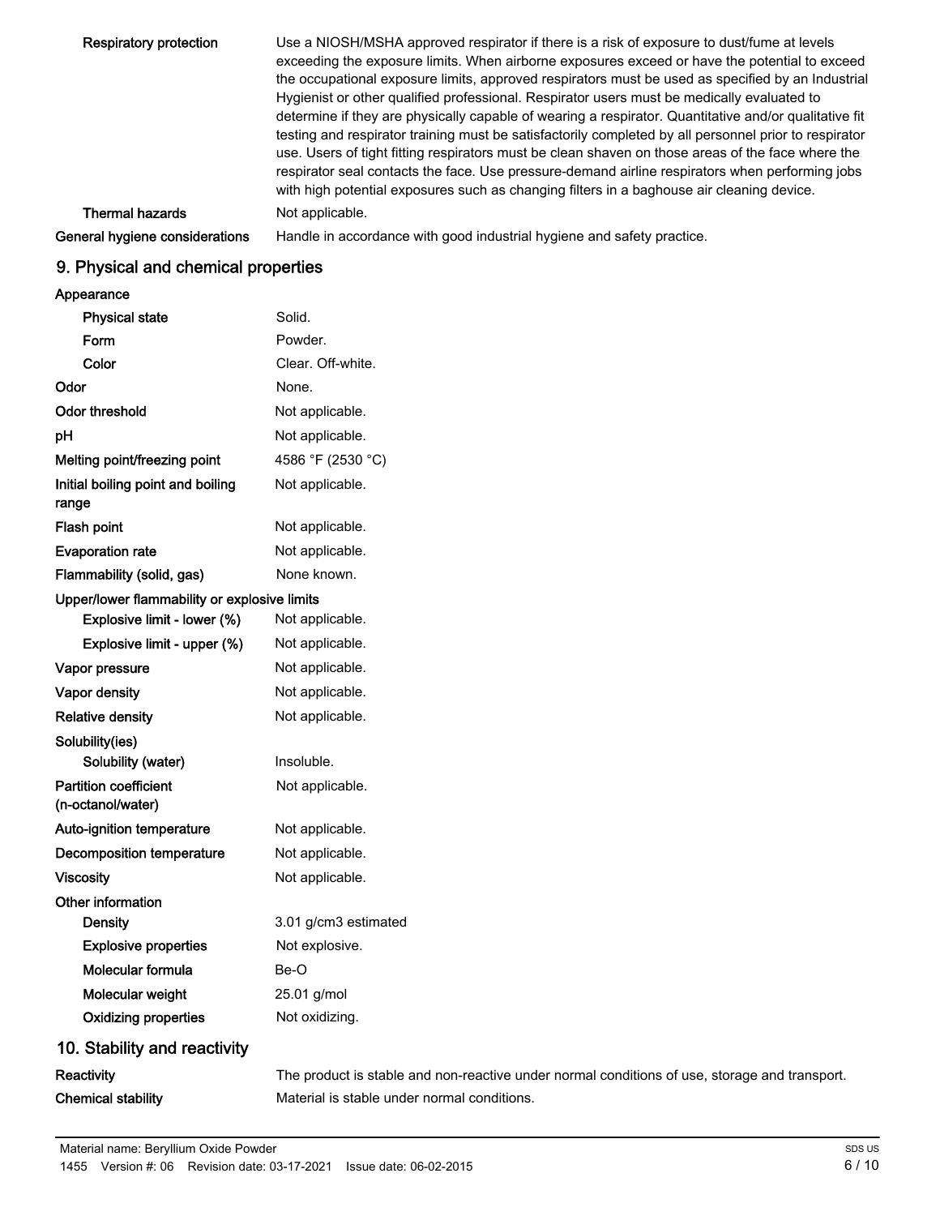| | |
|---|---|
| **Respiratory protection** | Use a NIOSH/MSHA approved respirator if there is a risk of exposure to dust/fume at levels exceeding the exposure limits. When airborne exposures exceed or have the potential to exceed the occupational exposure limits, approved respirators must be used as specified by an Industrial Hygienist or other qualified professional. Respirator users must be medically evaluated to determine if they are physically capable of wearing a respirator. Quantitative and/or qualitative fit testing and respirator training must be satisfactorily completed by all personnel prior to respirator use. Users of tight fitting respirators must be clean shaven on those areas of the face where the respirator seal contacts the face. Use pressure-demand airline respirators when performing jobs with high potential exposures such as changing filters in a baghouse air cleaning device. |
| **Thermal hazards** | Not applicable. |
| **General hygiene considerations** | Handle in accordance with good industrial hygiene and safety practice. |

## 9. Physical and chemical properties

| | |
|---|---|
| **Appearance** | |
| **Physical state** | Solid. |
| **Form** | Powder. |
| **Color** | Clear. Off-white. |
| **Odor** | None. |
| **Odor threshold** | Not applicable. |
| **pH** | Not applicable. |
| **Melting point/freezing point** | 4586 °F (2530 °C) |
| **Initial boiling point and boiling range** | Not applicable. |
| **Flash point** | Not applicable. |
| **Evaporation rate** | Not applicable. |
| **Flammability (solid, gas)** | None known. |
| **Upper/lower flammability or explosive limits** | |
| **Explosive limit - lower (%)** | Not applicable. |
| **Explosive limit - upper (%)** | Not applicable. |
| **Vapor pressure** | Not applicable. |
| **Vapor density** | Not applicable. |
| **Relative density** | Not applicable. |
| **Solubility(ies)** | |
| **Solubility (water)** | Insoluble. |
| **Partition coefficient (n-octanol/water)** | Not applicable. |
| **Auto-ignition temperature** | Not applicable. |
| **Decomposition temperature** | Not applicable. |
| **Viscosity** | Not applicable. |
| **Other information** | |
| **Density** | 3.01 g/cm3 estimated |
| **Explosive properties** | Not explosive. |
| **Molecular formula** | Be-O |
| **Molecular weight** | 25.01 g/mol |
| **Oxidizing properties** | Not oxidizing. |

## 10. Stability and reactivity

| | |
|---|---|
| **Reactivity** | The product is stable and non-reactive under normal conditions of use, storage and transport. |
| **Chemical stability** | Material is stable under normal conditions. |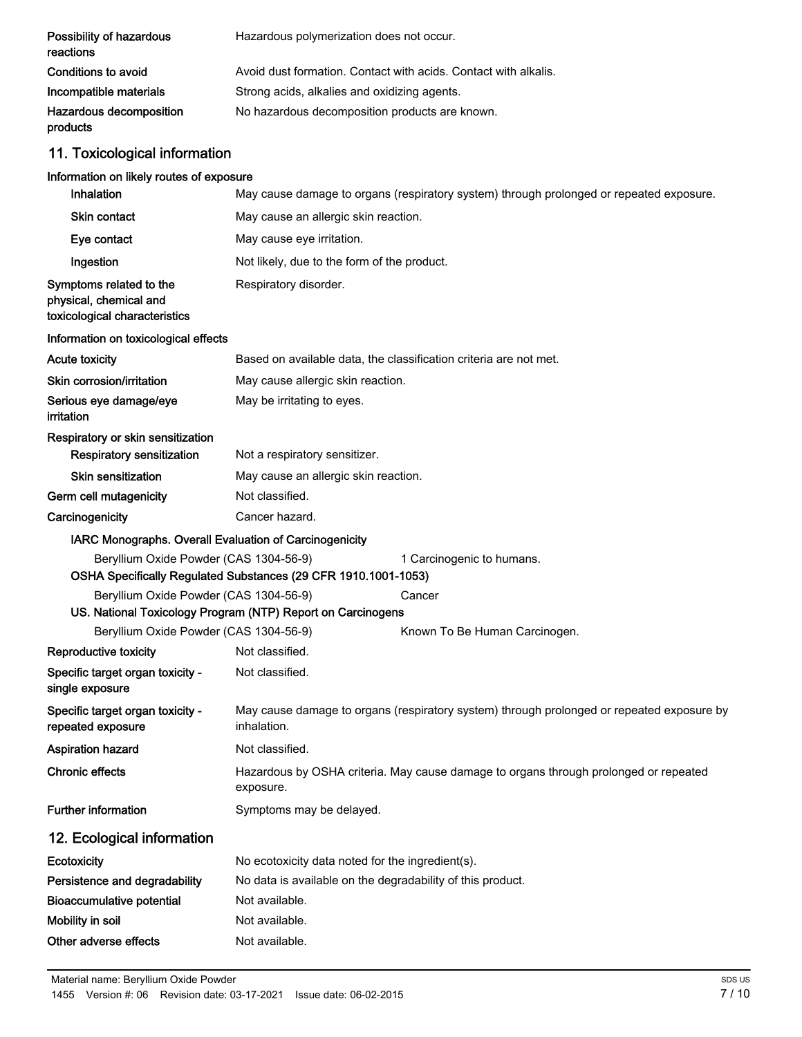| | |
|---|---|
| **Possibility of hazardous reactions** | Hazardous polymerization does not occur. |
| **Conditions to avoid** | Avoid dust formation. Contact with acids. Contact with alkalis. |
| **Incompatible materials** | Strong acids, alkalies and oxidizing agents. |
| **Hazardous decomposition products** | No hazardous decomposition products are known. |

## 11. Toxicological information

**Information on likely routes of exposure**

| | |
|---|---|
| **Inhalation** | May cause damage to organs (respiratory system) through prolonged or repeated exposure. |
| **Skin contact** | May cause an allergic skin reaction. |
| **Eye contact** | May cause eye irritation. |
| **Ingestion** | Not likely, due to the form of the product. |
| **Symptoms related to the physical, chemical and toxicological characteristics** | Respiratory disorder. |

**Information on toxicological effects**

| | |
|---|---|
| **Acute toxicity** | Based on available data, the classification criteria are not met. |
| **Skin corrosion/irritation** | May cause allergic skin reaction. |
| **Serious eye damage/eye irritation** | May be irritating to eyes. |

**Respiratory or skin sensitization**

| | |
|---|---|
| **Respiratory sensitization** | Not a respiratory sensitizer. |
| **Skin sensitization** | May cause an allergic skin reaction. |
| **Germ cell mutagenicity** | Not classified. |
| **Carcinogenicity** | Cancer hazard. |

**IARC Monographs. Overall Evaluation of Carcinogenicity**

| | |
|---|---|
| Beryllium Oxide Powder (CAS 1304-56-9) | 1 Carcinogenic to humans. |

**OSHA Specifically Regulated Substances (29 CFR 1910.1001-1053)**

| | |
|---|---|
| Beryllium Oxide Powder (CAS 1304-56-9) | Cancer |

**US. National Toxicology Program (NTP) Report on Carcinogens**

| | |
|---|---|
| Beryllium Oxide Powder (CAS 1304-56-9) | Known To Be Human Carcinogen. |

| | |
|---|---|
| **Reproductive toxicity** | Not classified. |
| **Specific target organ toxicity - single exposure** | Not classified. |
| **Specific target organ toxicity - repeated exposure** | May cause damage to organs (respiratory system) through prolonged or repeated exposure by inhalation. |
| **Aspiration hazard** | Not classified. |
| **Chronic effects** | Hazardous by OSHA criteria. May cause damage to organs through prolonged or repeated exposure. |
| **Further information** | Symptoms may be delayed. |

## 12. Ecological information

| | |
|---|---|
| **Ecotoxicity** | No ecotoxicity data noted for the ingredient(s). |
| **Persistence and degradability** | No data is available on the degradability of this product. |
| **Bioaccumulative potential** | Not available. |
| **Mobility in soil** | Not available. |
| **Other adverse effects** | Not available. |

Material name: Beryllium Oxide Powder
1455 Version #: 06 Revision date: 03-17-2021 Issue date: 06-02-2015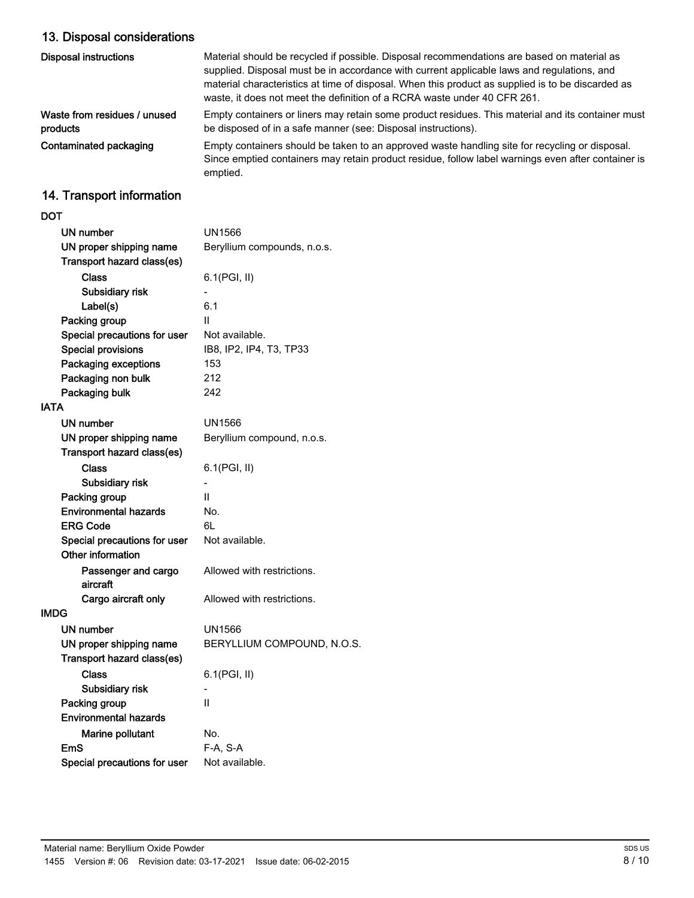## 13. Disposal considerations

| | |
|---|---|
| **Disposal instructions** | Material should be recycled if possible. Disposal recommendations are based on material as supplied. Disposal must be in accordance with current applicable laws and regulations, and material characteristics at time of disposal. When this product as supplied is to be discarded as waste, it does not meet the definition of a RCRA waste under 40 CFR 261. |
| **Waste from residues / unused products** | Empty containers or liners may retain some product residues. This material and its container must be disposed of in a safe manner (see: Disposal instructions). |
| **Contaminated packaging** | Empty containers should be taken to an approved waste handling site for recycling or disposal. Since emptied containers may retain product residue, follow label warnings even after container is emptied. |

## 14. Transport information

**DOT**

| | |
|---|---|
| **UN number** | UN1566 |
| **UN proper shipping name** | Beryllium compounds, n.o.s. |
| **Transport hazard class(es)** | |
| **Class** | 6.1(PGI, II) |
| **Subsidiary risk** | - |
| **Label(s)** | 6.1 |
| **Packing group** | II |
| **Special precautions for user** | Not available. |
| **Special provisions** | IB8, IP2, IP4, T3, TP33 |
| **Packaging exceptions** | 153 |
| **Packaging non bulk** | 212 |
| **Packaging bulk** | 242 |

**IATA**

| | |
|---|---|
| **UN number** | UN1566 |
| **UN proper shipping name** | Beryllium compound, n.o.s. |
| **Transport hazard class(es)** | |
| **Class** | 6.1(PGI, II) |
| **Subsidiary risk** | - |
| **Packing group** | II |
| **Environmental hazards** | No. |
| **ERG Code** | 6L |
| **Special precautions for user** | Not available. |
| **Other information** | |
| **Passenger and cargo aircraft** | Allowed with restrictions. |
| **Cargo aircraft only** | Allowed with restrictions. |

**IMDG**

| | |
|---|---|
| **UN number** | UN1566 |
| **UN proper shipping name** | BERYLLIUM COMPOUND, N.O.S. |
| **Transport hazard class(es)** | |
| **Class** | 6.1(PGI, II) |
| **Subsidiary risk** | - |
| **Packing group** | II |
| **Environmental hazards** | |
| **Marine pollutant** | No. |
| **EmS** | F-A, S-A |
| **Special precautions for user** | Not available. |

Material name: Beryllium Oxide Powder
1455 Version #: 06 Revision date: 03-17-2021 Issue date: 06-02-2015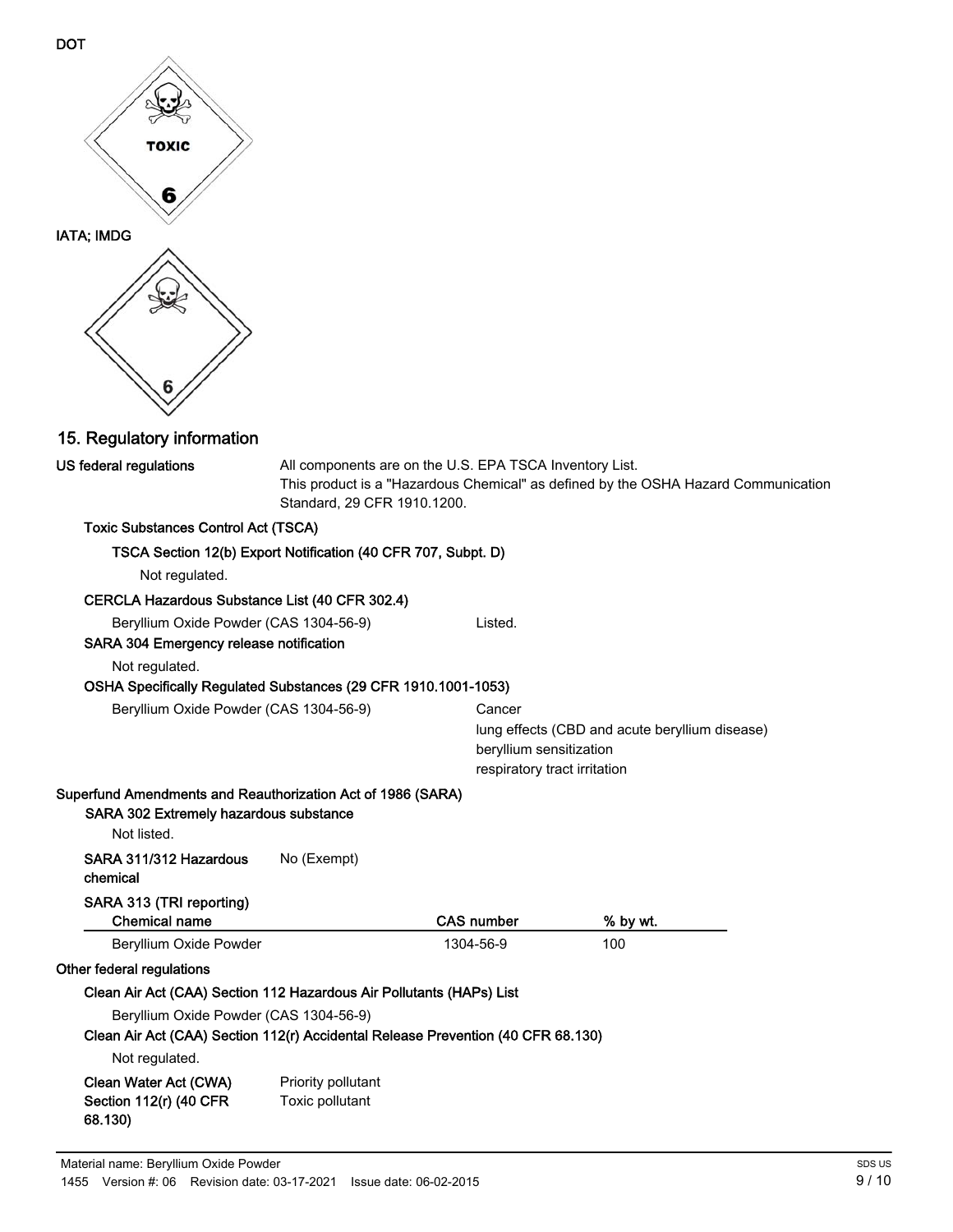DOT

TOXIC

6

IATA; IMDG

6

## 15. Regulatory information

**US federal regulations**

All components are on the U.S. EPA TSCA Inventory List.
This product is a "Hazardous Chemical" as defined by the OSHA Hazard Communication Standard, 29 CFR 1910.1200.

**Toxic Substances Control Act (TSCA)**

**TSCA Section 12(b) Export Notification (40 CFR 707, Subpt. D)**

Not regulated.

**CERCLA Hazardous Substance List (40 CFR 302.4)**

Beryllium Oxide Powder (CAS 1304-56-9) Listed.

**SARA 304 Emergency release notification**

Not regulated.

**OSHA Specifically Regulated Substances (29 CFR 1910.1001-1053)**

Beryllium Oxide Powder (CAS 1304-56-9)
- Cancer
- lung effects (CBD and acute beryllium disease)
- beryllium sensitization
- respiratory tract irritation

**Superfund Amendments and Reauthorization Act of 1986 (SARA)**

**SARA 302 Extremely hazardous substance**

Not listed.

**SARA 311/312 Hazardous chemical** No (Exempt)

**SARA 313 (TRI reporting)**

| Chemical name | CAS number | % by wt. |
|---|---|---|
| Beryllium Oxide Powder | 1304-56-9 | 100 |

**Other federal regulations**

**Clean Air Act (CAA) Section 112 Hazardous Air Pollutants (HAPs) List**

Beryllium Oxide Powder (CAS 1304-56-9)

**Clean Air Act (CAA) Section 112(r) Accidental Release Prevention (40 CFR 68.130)**

Not regulated.

**Clean Water Act (CWA) Section 112(r) (40 CFR 68.130)**

Priority pollutant
Toxic pollutant

Material name: Beryllium Oxide Powder
1455 Version #: 06 Revision date: 03-17-2021 Issue date: 06-02-2015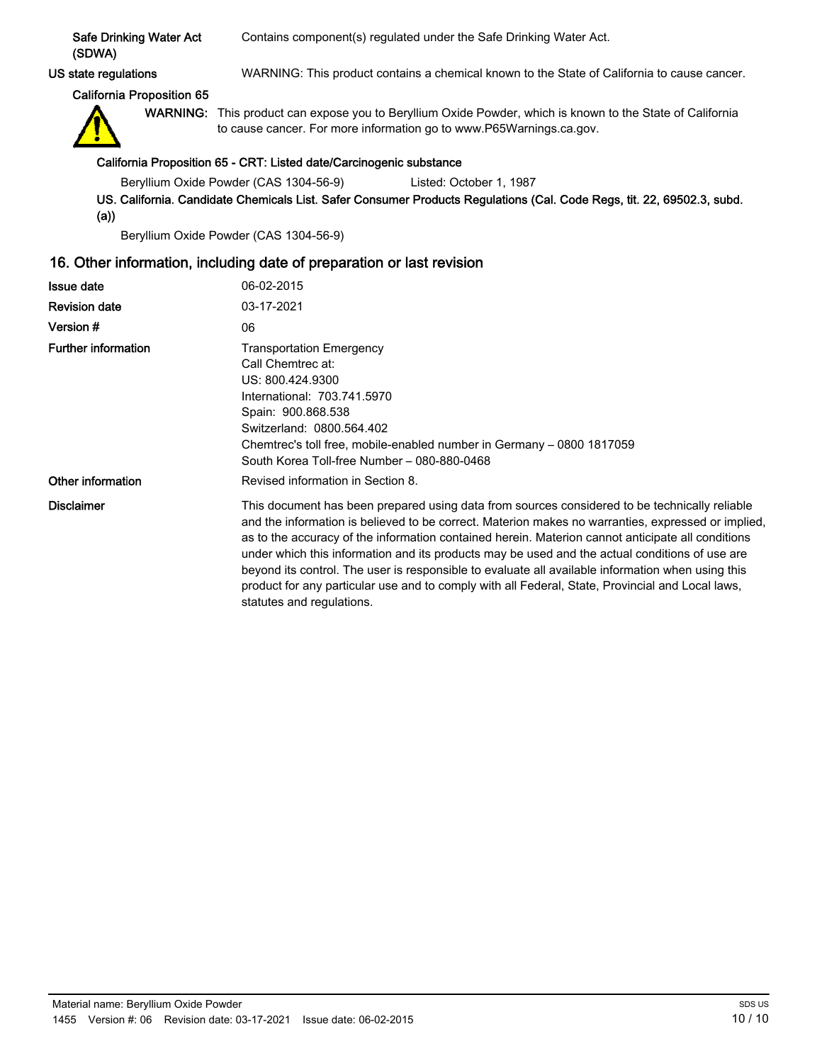**Safe Drinking Water Act (SDWA)** Contains component(s) regulated under the Safe Drinking Water Act.

**US state regulations** WARNING: This product contains a chemical known to the State of California to cause cancer.

**California Proposition 65**

**WARNING:** This product can expose you to Beryllium Oxide Powder, which is known to the State of California to cause cancer. For more information go to www.P65Warnings.ca.gov.

**California Proposition 65 - CRT: Listed date/Carcinogenic substance**

Beryllium Oxide Powder (CAS 1304-56-9) Listed: October 1, 1987

**US. California. Candidate Chemicals List. Safer Consumer Products Regulations (Cal. Code Regs, tit. 22, 69502.3, subd. (a))**

Beryllium Oxide Powder (CAS 1304-56-9)

## 16. Other information, including date of preparation or last revision

**Issue date** 06-02-2015

**Revision date** 03-17-2021

**Version #** 06

**Further information** Transportation Emergency
Call Chemtrec at:
US: 800.424.9300
International: 703.741.5970
Spain: 900.868.538
Switzerland: 0800.564.402
Chemtrec's toll free, mobile-enabled number in Germany – 0800 1817059
South Korea Toll-free Number – 080-880-0468

**Other information** Revised information in Section 8.

**Disclaimer** This document has been prepared using data from sources considered to be technically reliable and the information is believed to be correct. Materion makes no warranties, expressed or implied, as to the accuracy of the information contained herein. Materion cannot anticipate all conditions under which this information and its products may be used and the actual conditions of use are beyond its control. The user is responsible to evaluate all available information when using this product for any particular use and to comply with all Federal, State, Provincial and Local laws, statutes and regulations.